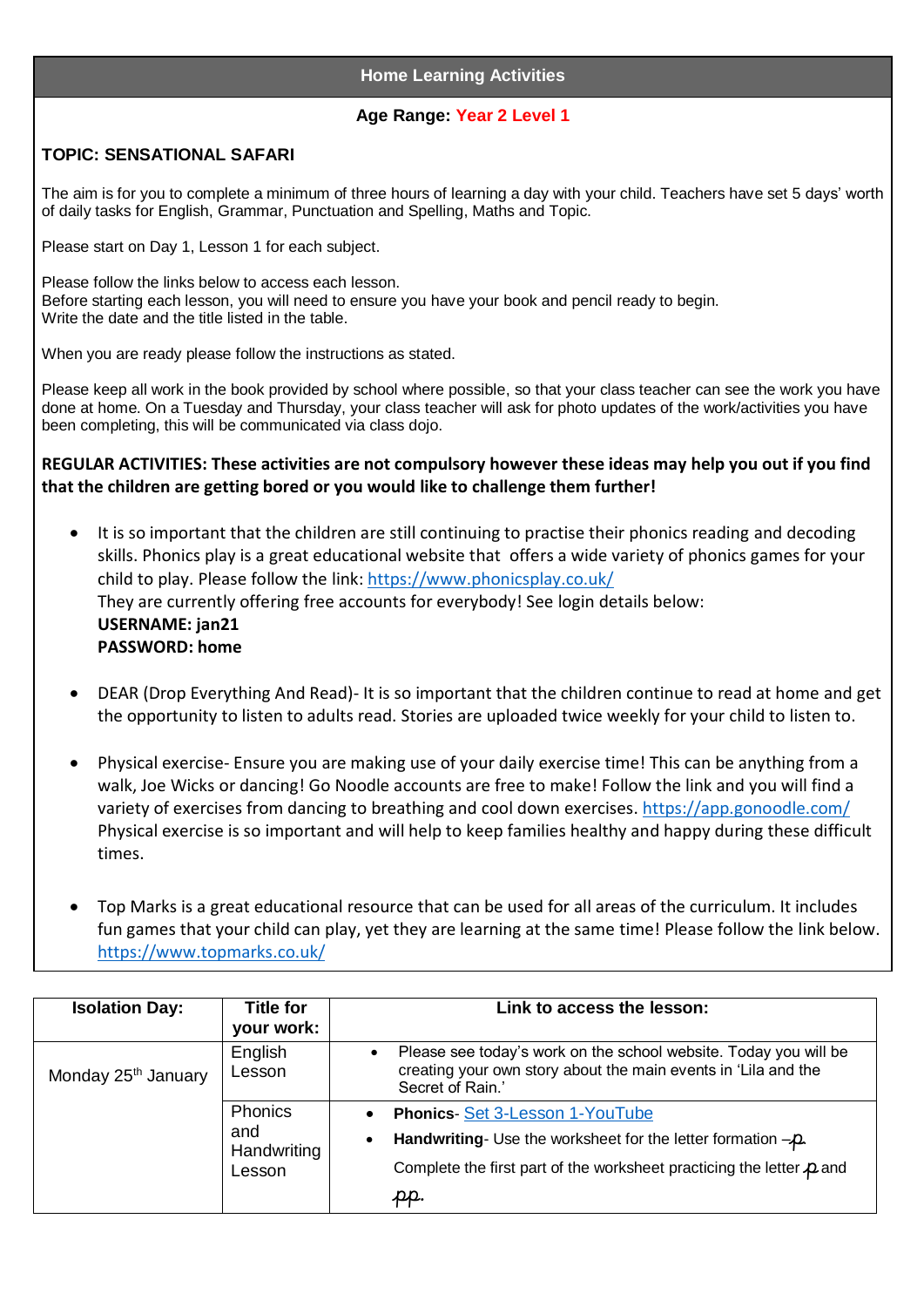## Home Learning Activities

**Age Range: Year 2 Level 1**

**TOPIC: SENSATIONAL SAFARI**

The aim is for you to complete a minimum of three hours of learning a day with your child. Teachers have set 5 days' worth of daily tasks for English, Grammar, Punctuation and Spelling, Maths and Topic.

Please start on Day 1, Lesson 1 for each subject.

Please follow the links below to access each lesson.
Before starting each lesson, you will need to ensure you have your book and pencil ready to begin.
Write the date and the title listed in the table.

When you are ready please follow the instructions as stated.

Please keep all work in the book provided by school where possible, so that your class teacher can see the work you have done at home. On a Tuesday and Thursday, your class teacher will ask for photo updates of the work/activities you have been completing, this will be communicated via class dojo.

**REGULAR ACTIVITIES: These activities are not compulsory however these ideas may help you out if you find that the children are getting bored or you would like to challenge them further!**

- It is so important that the children are still continuing to practise their phonics reading and decoding skills. Phonics play is a great educational website that offers a wide variety of phonics games for your child to play. Please follow the link: https://www.phonicsplay.co.uk/
  They are currently offering free accounts for everybody! See login details below:
  **USERNAME: jan21**
  **PASSWORD: home**

- DEAR (Drop Everything And Read)- It is so important that the children continue to read at home and get the opportunity to listen to adults read. Stories are uploaded twice weekly for your child to listen to.

- Physical exercise- Ensure you are making use of your daily exercise time! This can be anything from a walk, Joe Wicks or dancing! Go Noodle accounts are free to make! Follow the link and you will find a variety of exercises from dancing to breathing and cool down exercises. https://app.gonoodle.com/
  Physical exercise is so important and will help to keep families healthy and happy during these difficult times.

- Top Marks is a great educational resource that can be used for all areas of the curriculum. It includes fun games that your child can play, yet they are learning at the same time! Please follow the link below. https://www.topmarks.co.uk/

| Isolation Day: | Title for your work: | Link to access the lesson: |
|---|---|---|
| Monday 25th January | English Lesson | • Please see today's work on the school website. Today you will be creating your own story about the main events in 'Lila and the Secret of Rain.' |
| | Phonics and Handwriting Lesson | • **Phonics**- Set 3-Lesson 1-YouTube<br>• **Handwriting**- Use the worksheet for the letter formation –p.<br>Complete the first part of the worksheet practicing the letter p and pp. |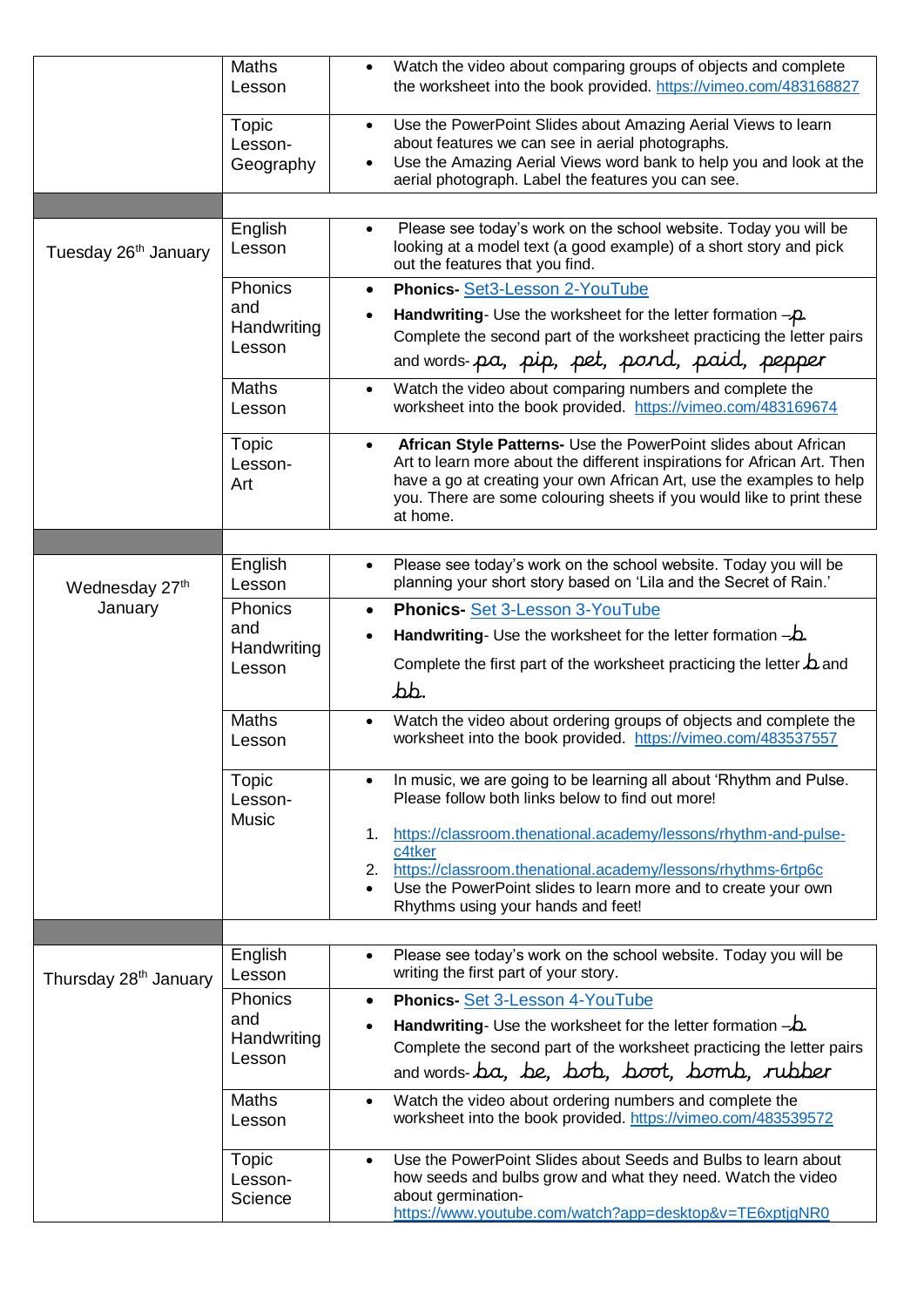| | | |
|---|---|---|
| | Maths Lesson | • Watch the video about comparing groups of objects and complete the worksheet into the book provided. https://vimeo.com/483168827 |
| | Topic Lesson-Geography | • Use the PowerPoint Slides about Amazing Aerial Views to learn about features we can see in aerial photographs.<br>• Use the Amazing Aerial Views word bank to help you and look at the aerial photograph. Label the features you can see. |
| | | |
| Tuesday 26th January | English Lesson | • Please see today's work on the school website. Today you will be looking at a model text (a good example) of a short story and pick out the features that you find. |
| | Phonics and Handwriting Lesson | • **Phonics-** Set3-Lesson 2-YouTube<br>• **Handwriting**- Use the worksheet for the letter formation – p. Complete the second part of the worksheet practicing the letter pairs and words- pa, pip, pet, pond, paid, pepper |
| | Maths Lesson | • Watch the video about comparing numbers and complete the worksheet into the book provided. https://vimeo.com/483169674 |
| | Topic Lesson-Art | • **African Style Patterns-** Use the PowerPoint slides about African Art to learn more about the different inspirations for African Art. Then have a go at creating your own African Art, use the examples to help you. There are some colouring sheets if you would like to print these at home. |
| | | |
| Wednesday 27th January | English Lesson | • Please see today's work on the school website. Today you will be planning your short story based on 'Lila and the Secret of Rain.' |
| | Phonics and Handwriting Lesson | • **Phonics-** Set 3-Lesson 3-YouTube<br>• **Handwriting**- Use the worksheet for the letter formation – b. Complete the first part of the worksheet practicing the letter b and bb. |
| | Maths Lesson | • Watch the video about ordering groups of objects and complete the worksheet into the book provided. https://vimeo.com/483537557 |
| | Topic Lesson-Music | • In music, we are going to be learning all about 'Rhythm and Pulse. Please follow both links below to find out more!<br>1. https://classroom.thenational.academy/lessons/rhythm-and-pulse-c4tker<br>2. https://classroom.thenational.academy/lessons/rhythms-6rtp6c<br>• Use the PowerPoint slides to learn more and to create your own Rhythms using your hands and feet! |
| | | |
| Thursday 28th January | English Lesson | • Please see today's work on the school website. Today you will be writing the first part of your story. |
| | Phonics and Handwriting Lesson | • **Phonics-** Set 3-Lesson 4-YouTube<br>• **Handwriting**- Use the worksheet for the letter formation – b. Complete the second part of the worksheet practicing the letter pairs and words- ba, be, bob, boot, bomb, rubber |
| | Maths Lesson | • Watch the video about ordering numbers and complete the worksheet into the book provided. https://vimeo.com/483539572 |
| | Topic Lesson-Science | • Use the PowerPoint Slides about Seeds and Bulbs to learn about how seeds and bulbs grow and what they need. Watch the video about germination- https://www.youtube.com/watch?app=desktop&v=TE6xptjgNR0 |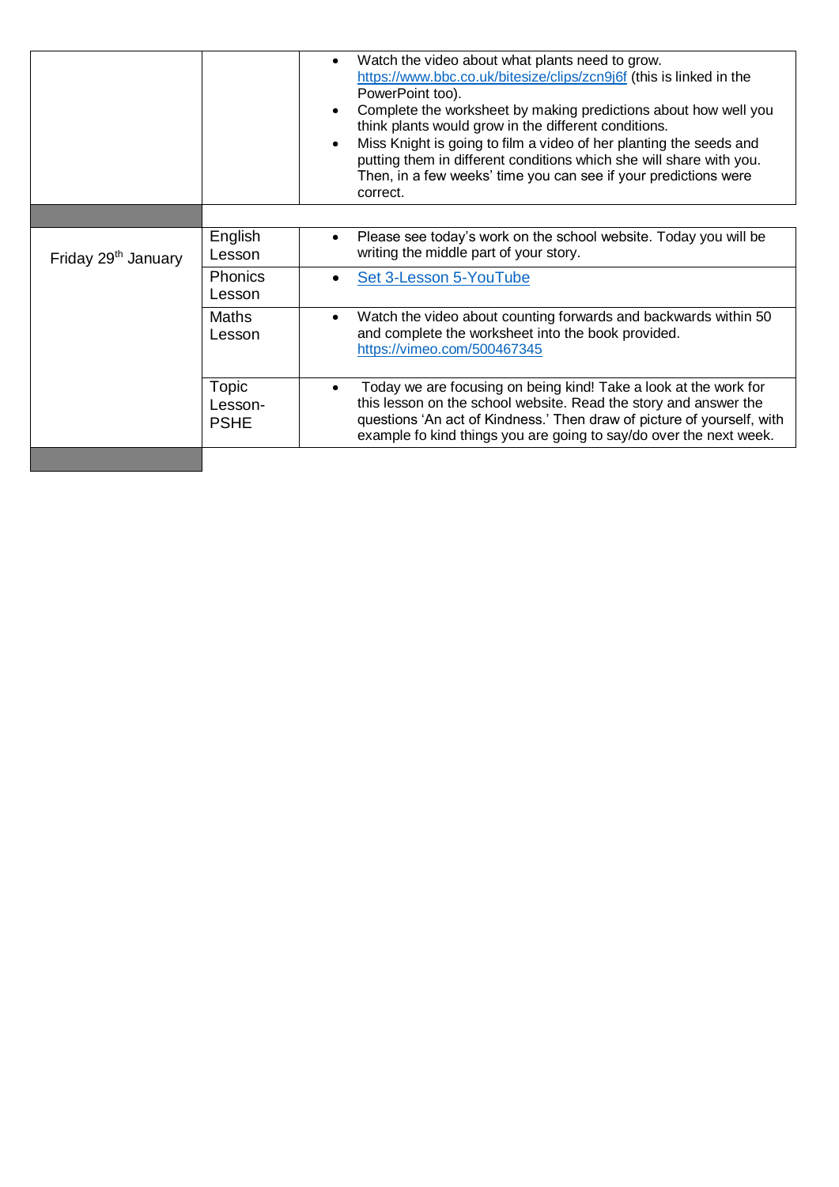| | | |
|---|---|---|
| | | • Watch the video about what plants need to grow. https://www.bbc.co.uk/bitesize/clips/zcn9j6f (this is linked in the PowerPoint too).<br>• Complete the worksheet by making predictions about how well you think plants would grow in the different conditions.<br>• Miss Knight is going to film a video of her planting the seeds and putting them in different conditions which she will share with you. Then, in a few weeks' time you can see if your predictions were correct. |
| | | |
| Friday 29th January | English Lesson | • Please see today's work on the school website. Today you will be writing the middle part of your story. |
| | Phonics Lesson | • Set 3-Lesson 5-YouTube |
| | Maths Lesson | • Watch the video about counting forwards and backwards within 50 and complete the worksheet into the book provided. https://vimeo.com/500467345 |
| | Topic Lesson-PSHE | • Today we are focusing on being kind! Take a look at the work for this lesson on the school website. Read the story and answer the questions 'An act of Kindness.' Then draw of picture of yourself, with example fo kind things you are going to say/do over the next week. |
| | | |